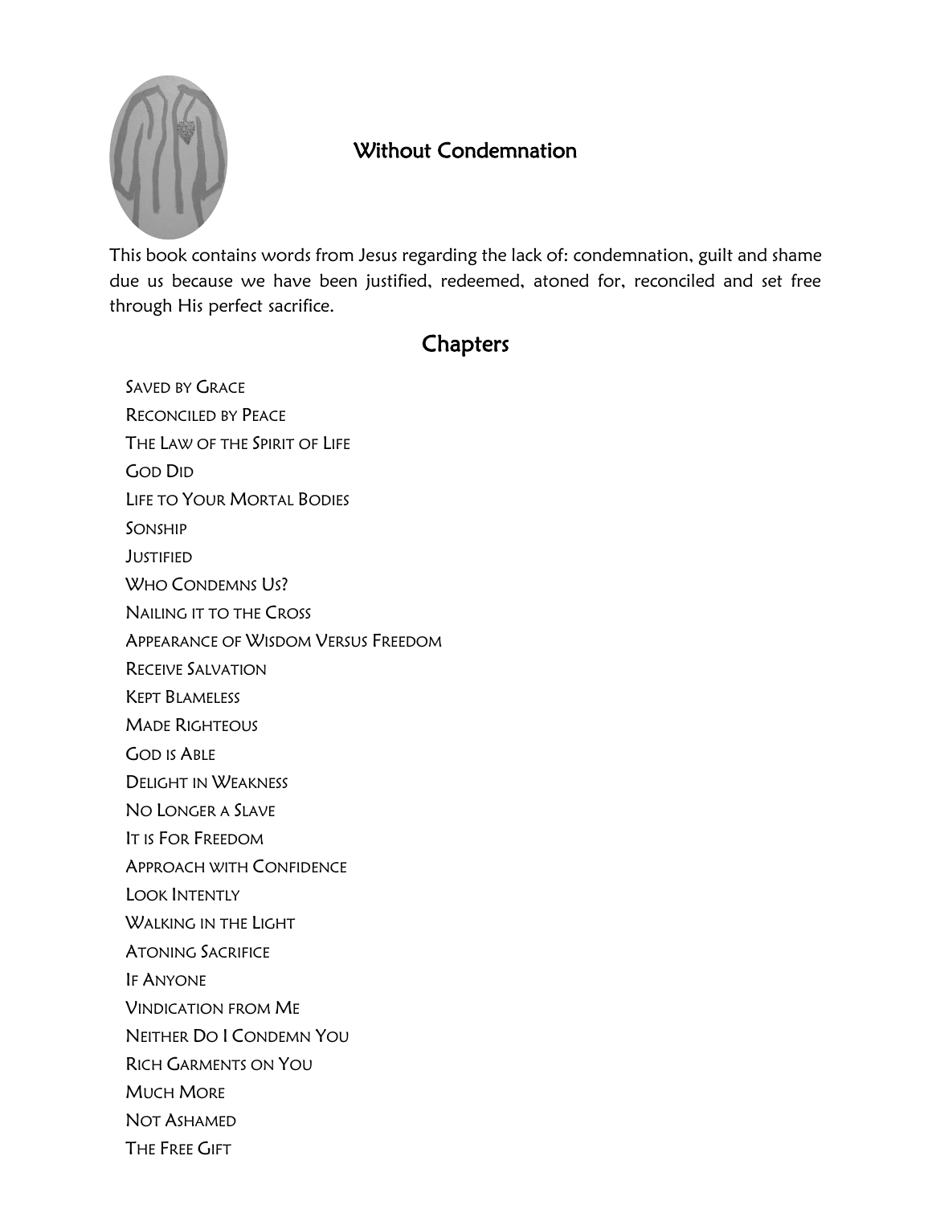# Without Condemnation

This book contains words from Jesus regarding the lack of: condemnation, guilt and shame due us because we have been justified, redeemed, atoned for, reconciled and set free through His perfect sacrifice.

## Chapters

- Saved by Grace
- Reconciled by Peace
- The Law of the Spirit of Life
- God Did
- Life to Your Mortal Bodies
- Sonship
- Justified
- Who Condemns Us?
- Nailing it to the Cross
- Appearance of Wisdom Versus Freedom
- Receive Salvation
- Kept Blameless
- Made Righteous
- God is Able
- Delight in Weakness
- No Longer a Slave
- It is For Freedom
- Approach with Confidence
- Look Intently
- Walking in the Light
- Atoning Sacrifice
- If Anyone
- Vindication from Me
- Neither Do I Condemn You
- Rich Garments on You
- Much More
- Not Ashamed
- The Free Gift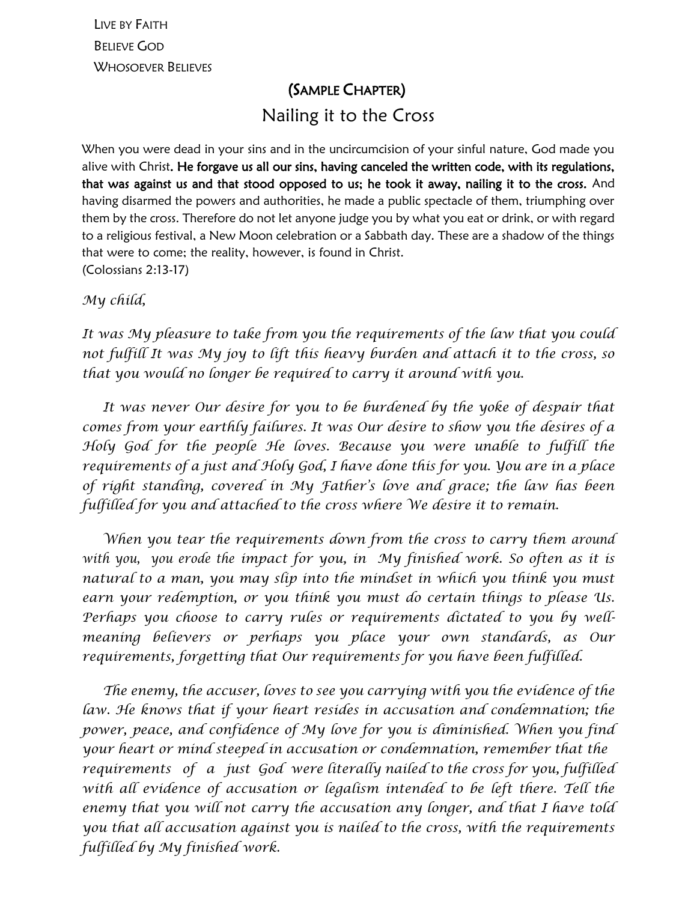LIVE BY FAITH
BELIEVE GOD
WHOSOEVER BELIEVES

## (SAMPLE CHAPTER)

# Nailing it to the Cross

When you were dead in your sins and in the uncircumcision of your sinful nature, God made you alive with Christ. **He forgave us all our sins, having canceled the written code, with its regulations, that was against us and that stood opposed to us; he took it away, nailing it to the cross.** And having disarmed the powers and authorities, he made a public spectacle of them, triumphing over them by the cross. Therefore do not let anyone judge you by what you eat or drink, or with regard to a religious festival, a New Moon celebration or a Sabbath day. These are a shadow of the things that were to come; the reality, however, is found in Christ.
(Colossians 2:13-17)

*My child,*

*It was My pleasure to take from you the requirements of the law that you could not fulfill It was My joy to lift this heavy burden and attach it to the cross, so that you would no longer be required to carry it around with you.*

*It was never Our desire for you to be burdened by the yoke of despair that comes from your earthly failures. It was Our desire to show you the desires of a Holy God for the people He loves. Because you were unable to fulfill the requirements of a just and Holy God, I have done this for you. You are in a place of right standing, covered in My Father's love and grace; the law has been fulfilled for you and attached to the cross where We desire it to remain.*

*When you tear the requirements down from the cross to carry them around with you, you erode the impact for you, in My finished work. So often as it is natural to a man, you may slip into the mindset in which you think you must earn your redemption, or you think you must do certain things to please Us. Perhaps you choose to carry rules or requirements dictated to you by well-meaning believers or perhaps you place your own standards, as Our requirements, forgetting that Our requirements for you have been fulfilled.*

*The enemy, the accuser, loves to see you carrying with you the evidence of the law. He knows that if your heart resides in accusation and condemnation; the power, peace, and confidence of My love for you is diminished. When you find your heart or mind steeped in accusation or condemnation, remember that the requirements of a just God were literally nailed to the cross for you, fulfilled with all evidence of accusation or legalism intended to be left there. Tell the enemy that you will not carry the accusation any longer, and that I have told you that all accusation against you is nailed to the cross, with the requirements fulfilled by My finished work.*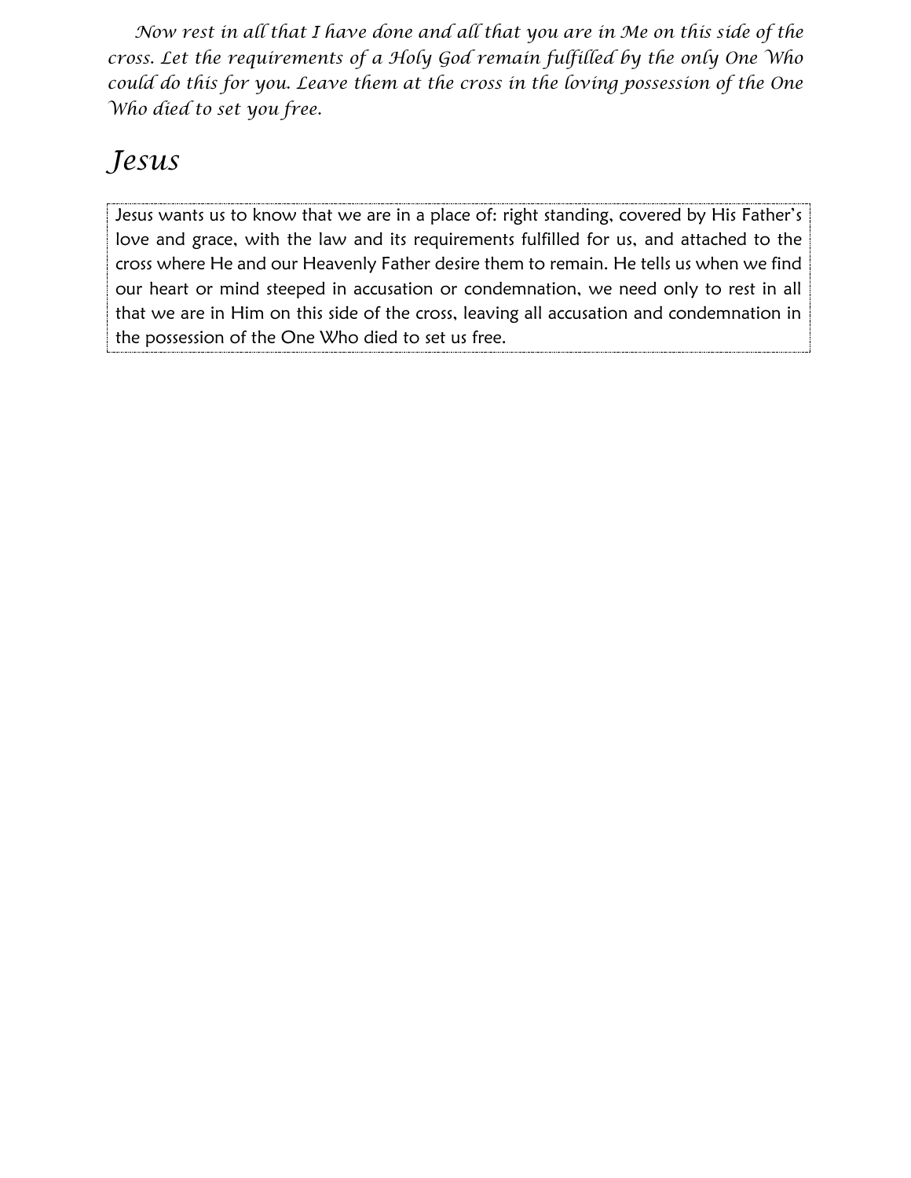*Now rest in all that I have done and all that you are in Me on this side of the cross. Let the requirements of a Holy God remain fulfilled by the only One Who could do this for you. Leave them at the cross in the loving possession of the One Who died to set you free.*

## *Jesus*

Jesus wants us to know that we are in a place of: right standing, covered by His Father's love and grace, with the law and its requirements fulfilled for us, and attached to the cross where He and our Heavenly Father desire them to remain. He tells us when we find our heart or mind steeped in accusation or condemnation, we need only to rest in all that we are in Him on this side of the cross, leaving all accusation and condemnation in the possession of the One Who died to set us free.